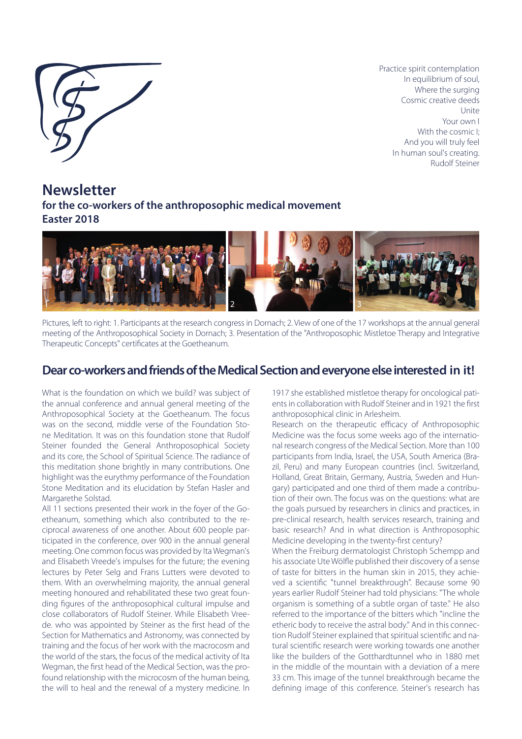Practice spirit contemplation
In equilibrium of soul,
Where the surging
Cosmic creative deeds
Unite
Your own I
With the cosmic I;
And you will truly feel
In human soul's creating.
Rudolf Steiner

# Newsletter

## for the co-workers of the anthroposophic medical movement
## Easter 2018

Pictures, left to right: 1. Participants at the research congress in Dornach; 2. View of one of the 17 workshops at the annual general meeting of the Anthroposophical Society in Dornach; 3. Presentation of the "Anthroposophic Mistletoe Therapy and Integrative Therapeutic Concepts" certificates at the Goetheanum.

## Dear co-workers and friends of the Medical Section and everyone else interested in it!

What is the foundation on which we build? was subject of the annual conference and annual general meeting of the Anthroposophical Society at the Goetheanum. The focus was on the second, middle verse of the Foundation Stone Meditation. It was on this foundation stone that Rudolf Steiner founded the General Anthroposophical Society and its core, the School of Spiritual Science. The radiance of this meditation shone brightly in many contributions. One highlight was the eurythmy performance of the Foundation Stone Meditation and its elucidation by Stefan Hasler and Margarethe Solstad.

All 11 sections presented their work in the foyer of the Goetheanum, something which also contributed to the reciprocal awareness of one another. About 600 people participated in the conference, over 900 in the annual general meeting. One common focus was provided by Ita Wegman's and Elisabeth Vreede's impulses for the future; the evening lectures by Peter Selg and Frans Lutters were devoted to them. With an overwhelming majority, the annual general meeting honoured and rehabilitated these two great founding figures of the anthroposophical cultural impulse and close collaborators of Rudolf Steiner. While Elisabeth Vreede. who was appointed by Steiner as the first head of the Section for Mathematics and Astronomy, was connected by training and the focus of her work with the macrocosm and the world of the stars, the focus of the medical activity of Ita Wegman, the first head of the Medical Section, was the profound relationship with the microcosm of the human being, the will to heal and the renewal of a mystery medicine. In 1917 she established mistletoe therapy for oncological patients in collaboration with Rudolf Steiner and in 1921 the first anthroposophical clinic in Arlesheim.

Research on the therapeutic efficacy of Anthroposophic Medicine was the focus some weeks ago of the international research congress of the Medical Section. More than 100 participants from India, Israel, the USA, South America (Brazil, Peru) and many European countries (incl. Switzerland, Holland, Great Britain, Germany, Austria, Sweden and Hungary) participated and one third of them made a contribution of their own. The focus was on the questions: what are the goals pursued by researchers in clinics and practices, in pre-clinical research, health services research, training and basic research? And in what direction is Anthroposophic Medicine developing in the twenty-first century?

When the Freiburg dermatologist Christoph Schempp and his associate Ute Wölfle published their discovery of a sense of taste for bitters in the human skin in 2015, they achieved a scientific "tunnel breakthrough". Because some 90 years earlier Rudolf Steiner had told physicians: "The whole organism is something of a subtle organ of taste." He also referred to the importance of the bitters which "incline the etheric body to receive the astral body." And in this connection Rudolf Steiner explained that spiritual scientific and natural scientific research were working towards one another like the builders of the Gotthardtunnel who in 1880 met in the middle of the mountain with a deviation of a mere 33 cm. This image of the tunnel breakthrough became the defining image of this conference. Steiner's research has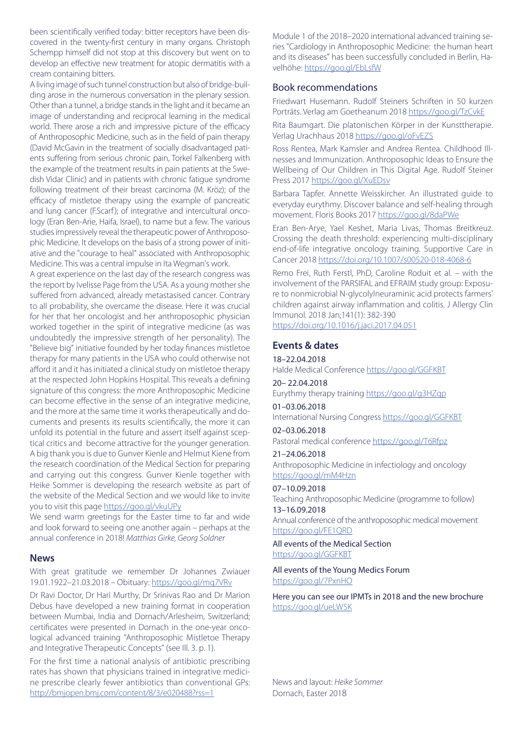been scientifically verified today: bitter receptors have been discovered in the twenty-first century in many organs. Christoph Schempp himself did not stop at this discovery but went on to develop an effective new treatment for atopic dermatitis with a cream containing bitters.

A living image of such tunnel construction but also of bridge-building arose in the numerous conversation in the plenary session. Other than a tunnel, a bridge stands in the light and it became an image of understanding and reciprocal learning in the medical world. There arose a rich and impressive picture of the efficacy of Anthroposophic Medicine, such as in the field of pain therapy (David McGavin in the treatment of socially disadvantaged patients suffering from serious chronic pain, Torkel Falkenberg with the example of the treatment results in pain patients at the Swedish Vidar Clinic) and in patients with chronic fatigue syndrome following treatment of their breast carcinoma (M. Kröz); of the efficacy of mistletoe therapy using the example of pancreatic and lung cancer (F.Scarf); of integrative and intercultural oncology (Eran Ben-Arie, Haifa, Israel), to name but a few. The various studies impressively reveal the therapeutic power of Anthroposophic Medicine. It develops on the basis of a strong power of initiative and the "courage to heal" associated with Anthroposophic Medicine. This was a central impulse in Ita Wegman's work.

A great experience on the last day of the research congress was the report by Ivelisse Page from the USA. As a young mother she suffered from advanced, already metastasised cancer. Contrary to all probability, she overcame the disease. Here it was crucial for her that her oncologist and her anthroposophic physician worked together in the spirit of integrative medicine (as was undoubtedly the impressive strength of her personality). The "Believe big" initiative founded by her today finances mistletoe therapy for many patients in the USA who could otherwise not afford it and it has initiated a clinical study on mistletoe therapy at the respected John Hopkins Hospital. This reveals a defining signature of this congress: the more Anthroposophic Medicine can become effective in the sense of an integrative medicine, and the more at the same time it works therapeutically and documents and presents its results scientifically, the more it can unfold its potential in the future and assert itself against sceptical critics and become attractive for the younger generation.

A big thank you is due to Gunver Kienle and Helmut Kiene from the research coordination of the Medical Section for preparing and carrying out this congress. Gunver Kienle together with Heike Sommer is developing the research website as part of the website of the Medical Section and we would like to invite you to visit this page https://goo.gl/vkuUPy

We send warm greetings for the Easter time to far and wide and look forward to seeing one another again – perhaps at the annual conference in 2018! *Matthias Girke, Georg Soldner*

## News

With great gratitude we remember Dr Johannes Zwiauer 19.01.1922–21.03.2018 – Obituary: https://goo.gl/mq7VRv

Dr Ravi Doctor, Dr Hari Murthy, Dr Srinivas Rao and Dr Marion Debus have developed a new training format in cooperation between Mumbai, India and Dornach/Arlesheim, Switzerland; certificates were presented in Dornach in the one-year oncological advanced training "Anthroposophic Mistletoe Therapy and Integrative Therapeutic Concepts" (see Ill. 3. p. 1).

For the first time a national analysis of antibiotic prescribing rates has shown that physicians trained in integrative medicine prescribe clearly fewer antibiotics than conventional GPs: http://bmjopen.bmj.com/content/8/3/e020488?rss=1

Module 1 of the 2018–2020 international advanced training series "Cardiology in Anthroposophic Medicine: the human heart and its diseases" has been successfully concluded in Berlin, Havelhöhe: https://goo.gl/EbLsfW

## Book recommendations

Friedwart Husemann. Rudolf Steiners Schriften in 50 kurzen Porträts. Verlag am Goetheanum 2018 https://goo.gl/TzCvkE

Rita Baumgart. Die platonischen Körper in der Kunsttherapie. Verlag Urachhaus 2018 https://goo.gl/oFvEZS

Ross Rentea, Mark Kamsler and Andrea Rentea. Childhood Illnesses and Immunization. Anthroposophic Ideas to Ensure the Wellbeing of Our Children in This Digital Age. Rudolf Steiner Press 2017 https://goo.gl/XuEDsv

Barbara Tapfer. Annette Weisskircher. An illustrated guide to everyday eurythmy. Discover balance and self-healing through movement. Floris Books 2017 https://goo.gl/8daPWe

Eran Ben-Arye, Yael Keshet, Maria Livas, Thomas Breitkreuz. Crossing the death threshold: experiencing multi-disciplinary end-of-life integrative oncology training. Supportive Care in Cancer 2018 https://doi.org/10.1007/s00520-018-4068-6

Remo Frei, Ruth Ferstl, PhD, Caroline Roduit et al. – with the involvement of the PARSIFAL and EFRAIM study group: Exposure to nonmicrobial N-glycolylneuraminic acid protects farmers' children against airway inflammation and colitis. J Allergy Clin Immunol. 2018 Jan;141(1): 382-390 https://doi.org/10.1016/j.jaci.2017.04.051

## Events & dates

18–22.04.2018
Halde Medical Conference https://goo.gl/GGFKBT

20– 22.04.2018
Eurythmy therapy training https://goo.gl/g3HZqp

01–03.06.2018
International Nursing Congress https://goo.gl/GGFKBT

02–03.06.2018
Pastoral medical conference https://goo.gl/T6Rfpz

21–24.06.2018
Anthroposophic Medicine in infectiology and oncology https://goo.gl/mM4Hzn

07–10.09.2018
Teaching Anthroposophic Medicine (programme to follow)

13–16.09.2018
Annual conference of the anthroposophic medical movement https://goo.gl/FE1QRD

All events of the Medical Section
https://goo.gl/GGFKBT

All events of the Young Medics Forum
https://goo.gl/7PxnHO

Here you can see our IPMTs in 2018 and the new brochure
https://goo.gl/ueLW5K

News and layout: *Heike Sommer*
Dornach, Easter 2018